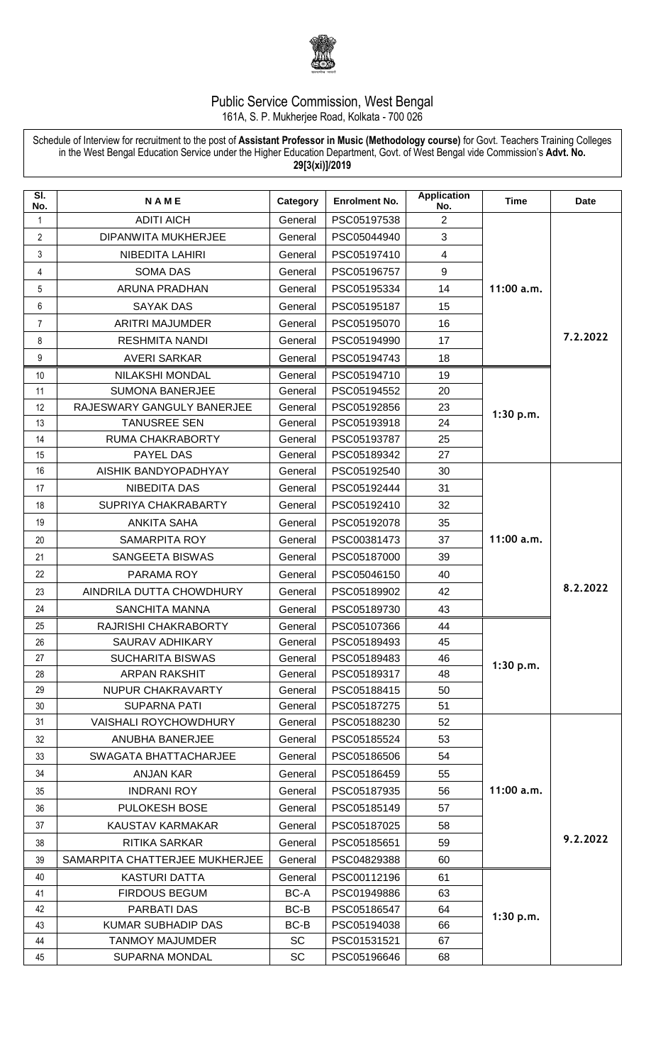# Public Service Commission, West Bengal

161A, S. P. Mukherjee Road, Kolkata - 700 026

Schedule of Interview for recruitment to the post of **Assistant Professor in Music (Methodology course)** for Govt. Teachers Training Colleges in the West Bengal Education Service under the Higher Education Department, Govt. of West Bengal vide Commission's **Advt. No. 29[3(xi)]/2019**

| Sl. No. | N A M E | Category | Enrolment No. | Application No. | Time | Date |
|---|---|---|---|---|---|---|
| 1 | ADITI AICH | General | PSC05197538 | 2 | 11:00 a.m. | 7.2.2022 |
| 2 | DIPANWITA MUKHERJEE | General | PSC05044940 | 3 | | |
| 3 | NIBEDITA LAHIRI | General | PSC05197410 | 4 | | |
| 4 | SOMA DAS | General | PSC05196757 | 9 | | |
| 5 | ARUNA PRADHAN | General | PSC05195334 | 14 | | |
| 6 | SAYAK DAS | General | PSC05195187 | 15 | | |
| 7 | ARITRI MAJUMDER | General | PSC05195070 | 16 | | |
| 8 | RESHMITA NANDI | General | PSC05194990 | 17 | | |
| 9 | AVERI SARKAR | General | PSC05194743 | 18 | | |
| 10 | NILAKSHI MONDAL | General | PSC05194710 | 19 | 1:30 p.m. | |
| 11 | SUMONA BANERJEE | General | PSC05194552 | 20 | | |
| 12 | RAJESWARY GANGULY BANERJEE | General | PSC05192856 | 23 | | |
| 13 | TANUSREE SEN | General | PSC05193918 | 24 | | |
| 14 | RUMA CHAKRABORTY | General | PSC05193787 | 25 | | |
| 15 | PAYEL DAS | General | PSC05189342 | 27 | | |
| 16 | AISHIK BANDYOPADHYAY | General | PSC05192540 | 30 | 11:00 a.m. | 8.2.2022 |
| 17 | NIBEDITA DAS | General | PSC05192444 | 31 | | |
| 18 | SUPRIYA CHAKRABARTY | General | PSC05192410 | 32 | | |
| 19 | ANKITA SAHA | General | PSC05192078 | 35 | | |
| 20 | SAMARPITA ROY | General | PSC00381473 | 37 | | |
| 21 | SANGEETA BISWAS | General | PSC05187000 | 39 | | |
| 22 | PARAMA ROY | General | PSC05046150 | 40 | | |
| 23 | AINDRILA DUTTA CHOWDHURY | General | PSC05189902 | 42 | | |
| 24 | SANCHITA MANNA | General | PSC05189730 | 43 | | |
| 25 | RAJRISHI CHAKRABORTY | General | PSC05107366 | 44 | 1:30 p.m. | |
| 26 | SAURAV ADHIKARY | General | PSC05189493 | 45 | | |
| 27 | SUCHARITA BISWAS | General | PSC05189483 | 46 | | |
| 28 | ARPAN RAKSHIT | General | PSC05189317 | 48 | | |
| 29 | NUPUR CHAKRAVARTY | General | PSC05188415 | 50 | | |
| 30 | SUPARNA PATI | General | PSC05187275 | 51 | | |
| 31 | VAISHALI ROYCHOWDHURY | General | PSC05188230 | 52 | 11:00 a.m. | 9.2.2022 |
| 32 | ANUBHA BANERJEE | General | PSC05185524 | 53 | | |
| 33 | SWAGATA BHATTACHARJEE | General | PSC05186506 | 54 | | |
| 34 | ANJAN KAR | General | PSC05186459 | 55 | | |
| 35 | INDRANI ROY | General | PSC05187935 | 56 | | |
| 36 | PULOKESH BOSE | General | PSC05185149 | 57 | | |
| 37 | KAUSTAV KARMAKAR | General | PSC05187025 | 58 | | |
| 38 | RITIKA SARKAR | General | PSC05185651 | 59 | | |
| 39 | SAMARPITA CHATTERJEE MUKHERJEE | General | PSC04829388 | 60 | | |
| 40 | KASTURI DATTA | General | PSC00112196 | 61 | 1:30 p.m. | |
| 41 | FIRDOUS BEGUM | BC-A | PSC01949886 | 63 | | |
| 42 | PARBATI DAS | BC-B | PSC05186547 | 64 | | |
| 43 | KUMAR SUBHADIP DAS | BC-B | PSC05194038 | 66 | | |
| 44 | TANMOY MAJUMDER | SC | PSC01531521 | 67 | | |
| 45 | SUPARNA MONDAL | SC | PSC05196646 | 68 | | |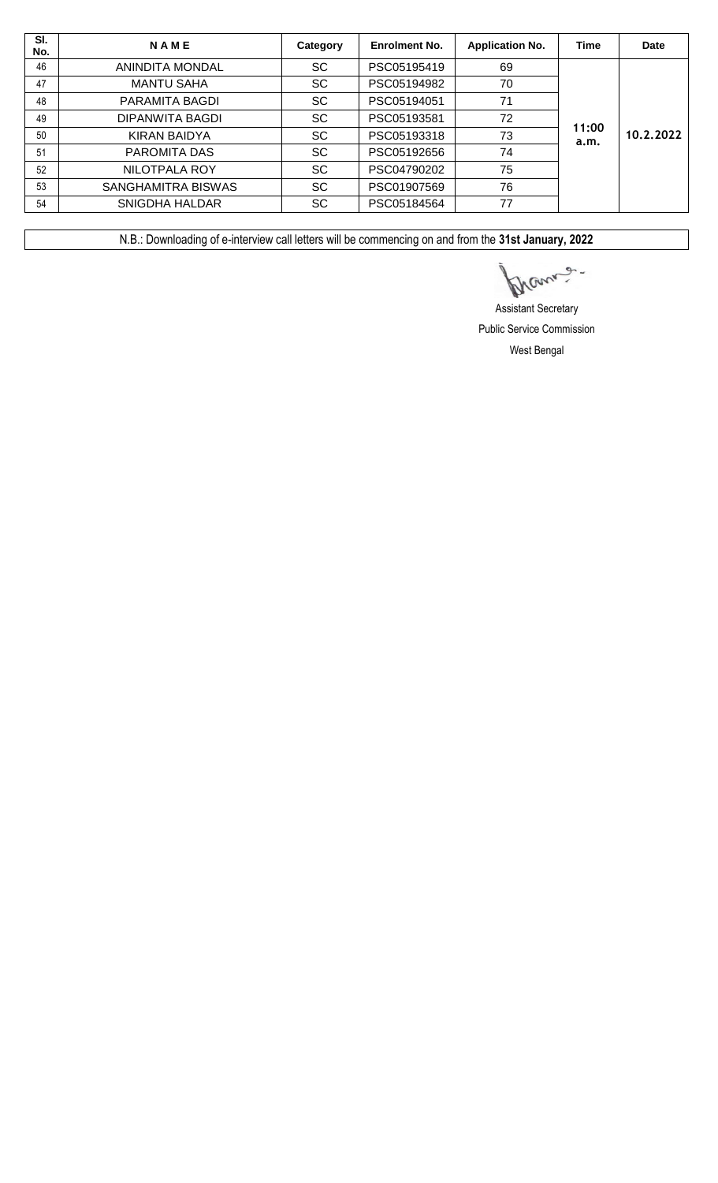| Sl. No. | N A M E | Category | Enrolment No. | Application No. | Time | Date |
|---|---|---|---|---|---|---|
| 46 | ANINDITA MONDAL | SC | PSC05195419 | 69 | 11:00 a.m. | 10.2.2022 |
| 47 | MANTU SAHA | SC | PSC05194982 | 70 | | |
| 48 | PARAMITA BAGDI | SC | PSC05194051 | 71 | | |
| 49 | DIPANWITA BAGDI | SC | PSC05193581 | 72 | | |
| 50 | KIRAN BAIDYA | SC | PSC05193318 | 73 | | |
| 51 | PAROMITA DAS | SC | PSC05192656 | 74 | | |
| 52 | NILOTPALA ROY | SC | PSC04790202 | 75 | | |
| 53 | SANGHAMITRA BISWAS | SC | PSC01907569 | 76 | | |
| 54 | SNIGDHA HALDAR | SC | PSC05184564 | 77 | | |

N.B.: Downloading of e-interview call letters will be commencing on and from the **31st January, 2022**

Assistant Secretary
Public Service Commission
West Bengal